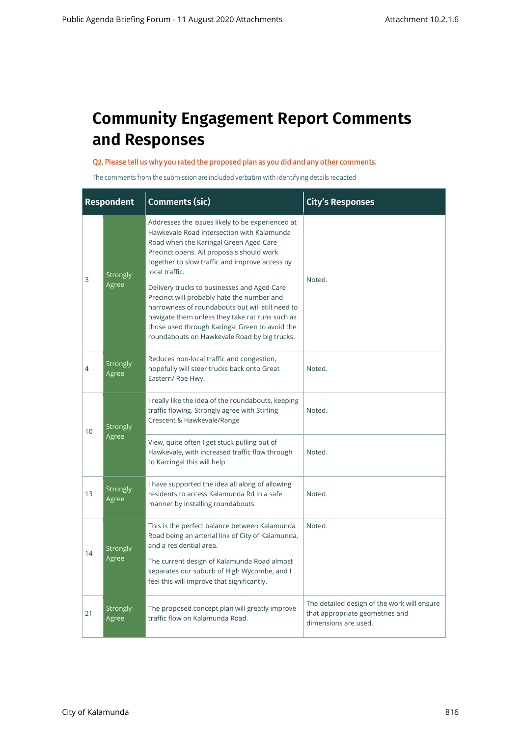# Community Engagement Report Comments and Responses

**Q2. Please tell us why you rated the proposed plan as you did and any other comments.**

The comments from the submission are included verbatim with identifying details redacted

| Respondent | | Comments (sic) | City's Responses |
|---|---|---|---|
| 3 | Strongly Agree | Addresses the issues likely to be experienced at Hawkevale Road intersection with Kalamunda Road when the Karingal Green Aged Care Precinct opens. All proposals should work together to slow traffic and improve access by local traffic.<br><br>Delivery trucks to businesses and Aged Care Precinct will probably hate the number and narrowness of roundabouts but will still need to navigate them unless they take rat runs such as those used through Karingal Green to avoid the roundabouts on Hawkevale Road by big trucks. | Noted. |
| 4 | Strongly Agree | Reduces non-local traffic and congestion, hopefully will steer trucks back onto Great Eastern/ Roe Hwy. | Noted. |
| 10 | Strongly Agree | I really like the idea of the roundabouts, keeping traffic flowing. Strongly agree with Stirling Crescent & Hawkevale/Range | Noted. |
| | | View, quite often I get stuck pulling out of Hawkevale, with increased traffic flow through to Karringal this will help. | Noted. |
| 13 | Strongly Agree | I have supported the idea all along of allowing residents to access Kalamunda Rd in a safe manner by installing roundabouts. | Noted. |
| 14 | Strongly Agree | This is the perfect balance between Kalamunda Road being an arterial link of City of Kalamunda, and a residential area.<br><br>The current design of Kalamunda Road almost separates our suburb of High Wycombe, and I feel this will improve that significantly. | Noted. |
| 21 | Strongly Agree | The proposed concept plan will greatly improve traffic flow on Kalamunda Road. | The detailed design of the work will ensure that appropriate geometries and dimensions are used. |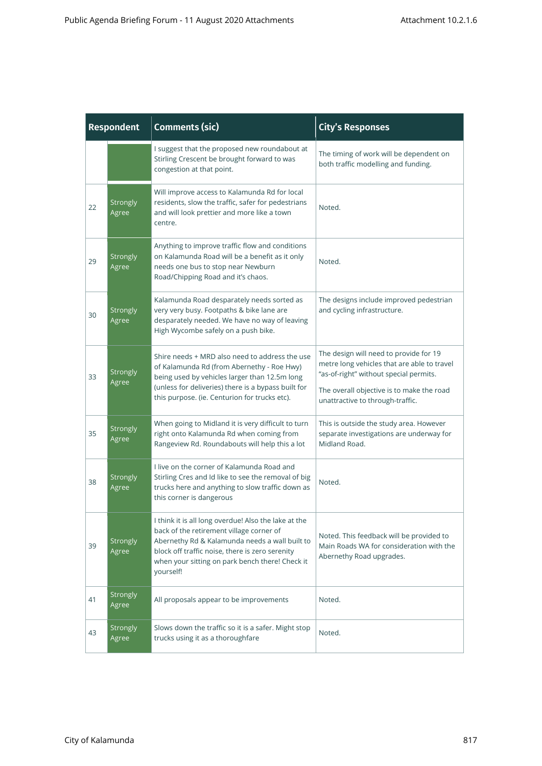| Respondent | | Comments (sic) | City's Responses |
|---|---|---|---|
| | | I suggest that the proposed new roundabout at Stirling Crescent be brought forward to was congestion at that point. | The timing of work will be dependent on both traffic modelling and funding. |
| 22 | Strongly Agree | Will improve access to Kalamunda Rd for local residents, slow the traffic, safer for pedestrians and will look prettier and more like a town centre. | Noted. |
| 29 | Strongly Agree | Anything to improve traffic flow and conditions on Kalamunda Road will be a benefit as it only needs one bus to stop near Newburn Road/Chipping Road and it's chaos. | Noted. |
| 30 | Strongly Agree | Kalamunda Road desparately needs sorted as very very busy. Footpaths & bike lane are desparately needed. We have no way of leaving High Wycombe safely on a push bike. | The designs include improved pedestrian and cycling infrastructure. |
| 33 | Strongly Agree | Shire needs + MRD also need to address the use of Kalamunda Rd (from Abernethy - Roe Hwy) being used by vehicles larger than 12.5m long (unless for deliveries) there is a bypass built for this purpose. (ie. Centurion for trucks etc). | The design will need to provide for 19 metre long vehicles that are able to travel "as-of-right" without special permits.<br><br>The overall objective is to make the road unattractive to through-traffic. |
| 35 | Strongly Agree | When going to Midland it is very difficult to turn right onto Kalamunda Rd when coming from Rangeview Rd. Roundabouts will help this a lot | This is outside the study area. However separate investigations are underway for Midland Road. |
| 38 | Strongly Agree | I live on the corner of Kalamunda Road and Stirling Cres and Id like to see the removal of big trucks here and anything to slow traffic down as this corner is dangerous | Noted. |
| 39 | Strongly Agree | I think it is all long overdue! Also the lake at the back of the retirement village corner of Abernethy Rd & Kalamunda needs a wall built to block off traffic noise, there is zero serenity when your sitting on park bench there! Check it yourself! | Noted. This feedback will be provided to Main Roads WA for consideration with the Abernethy Road upgrades. |
| 41 | Strongly Agree | All proposals appear to be improvements | Noted. |
| 43 | Strongly Agree | Slows down the traffic so it is a safer. Might stop trucks using it as a thoroughfare | Noted. |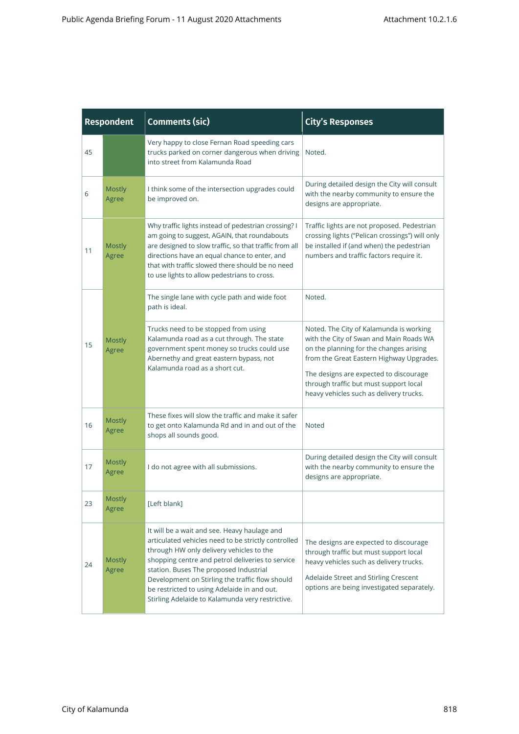| Respondent | | Comments (sic) | City's Responses |
|---|---|---|---|
| 45 | | Very happy to close Fernan Road speeding cars trucks parked on corner dangerous when driving into street from Kalamunda Road | Noted. |
| 6 | Mostly Agree | I think some of the intersection upgrades could be improved on. | During detailed design the City will consult with the nearby community to ensure the designs are appropriate. |
| 11 | Mostly Agree | Why traffic lights instead of pedestrian crossing? I am going to suggest, AGAIN, that roundabouts are designed to slow traffic, so that traffic from all directions have an equal chance to enter, and that with traffic slowed there should be no need to use lights to allow pedestrians to cross. | Traffic lights are not proposed. Pedestrian crossing lights ("Pelican crossings") will only be installed if (and when) the pedestrian numbers and traffic factors require it. |
| 15 | Mostly Agree | The single lane with cycle path and wide foot path is ideal. | Noted. |
| | | Trucks need to be stopped from using Kalamunda road as a cut through. The state government spent money so trucks could use Abernethy and great eastern bypass, not Kalamunda road as a short cut. | Noted. The City of Kalamunda is working with the City of Swan and Main Roads WA on the planning for the changes arising from the Great Eastern Highway Upgrades.<br><br>The designs are expected to discourage through traffic but must support local heavy vehicles such as delivery trucks. |
| 16 | Mostly Agree | These fixes will slow the traffic and make it safer to get onto Kalamunda Rd and in and out of the shops all sounds good. | Noted |
| 17 | Mostly Agree | I do not agree with all submissions. | During detailed design the City will consult with the nearby community to ensure the designs are appropriate. |
| 23 | Mostly Agree | [Left blank] | |
| 24 | Mostly Agree | It will be a wait and see. Heavy haulage and articulated vehicles need to be strictly controlled through HW only delivery vehicles to the shopping centre and petrol deliveries to service station. Buses The proposed Industrial Development on Stirling the traffic flow should be restricted to using Adelaide in and out. Stirling Adelaide to Kalamunda very restrictive. | The designs are expected to discourage through traffic but must support local heavy vehicles such as delivery trucks.<br><br>Adelaide Street and Stirling Crescent options are being investigated separately. |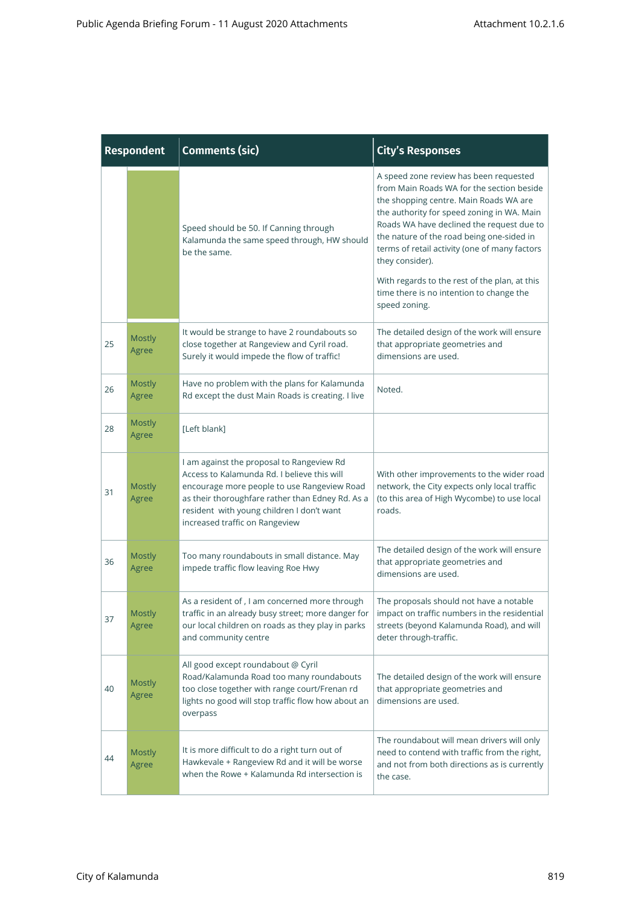| Respondent | | Comments (sic) | City's Responses |
|---|---|---|---|
| | | Speed should be 50. If Canning through Kalamunda the same speed through, HW should be the same. | A speed zone review has been requested from Main Roads WA for the section beside the shopping centre. Main Roads WA are the authority for speed zoning in WA. Main Roads WA have declined the request due to the nature of the road being one-sided in terms of retail activity (one of many factors they consider).<br><br>With regards to the rest of the plan, at this time there is no intention to change the speed zoning. |
| 25 | Mostly Agree | It would be strange to have 2 roundabouts so close together at Rangeview and Cyril road. Surely it would impede the flow of traffic! | The detailed design of the work will ensure that appropriate geometries and dimensions are used. |
| 26 | Mostly Agree | Have no problem with the plans for Kalamunda Rd except the dust Main Roads is creating. I live | Noted. |
| 28 | Mostly Agree | [Left blank] | |
| 31 | Mostly Agree | I am against the proposal to Rangeview Rd Access to Kalamunda Rd. I believe this will encourage more people to use Rangeview Road as their thoroughfare rather than Edney Rd. As a resident with young children I don't want increased traffic on Rangeview | With other improvements to the wider road network, the City expects only local traffic (to this area of High Wycombe) to use local roads. |
| 36 | Mostly Agree | Too many roundabouts in small distance. May impede traffic flow leaving Roe Hwy | The detailed design of the work will ensure that appropriate geometries and dimensions are used. |
| 37 | Mostly Agree | As a resident of , I am concerned more through traffic in an already busy street; more danger for our local children on roads as they play in parks and community centre | The proposals should not have a notable impact on traffic numbers in the residential streets (beyond Kalamunda Road), and will deter through-traffic. |
| 40 | Mostly Agree | All good except roundabout @ Cyril Road/Kalamunda Road too many roundabouts too close together with range court/Frenan rd lights no good will stop traffic flow how about an overpass | The detailed design of the work will ensure that appropriate geometries and dimensions are used. |
| 44 | Mostly Agree | It is more difficult to do a right turn out of Hawkevale + Rangeview Rd and it will be worse when the Rowe + Kalamunda Rd intersection is | The roundabout will mean drivers will only need to contend with traffic from the right, and not from both directions as is currently the case. |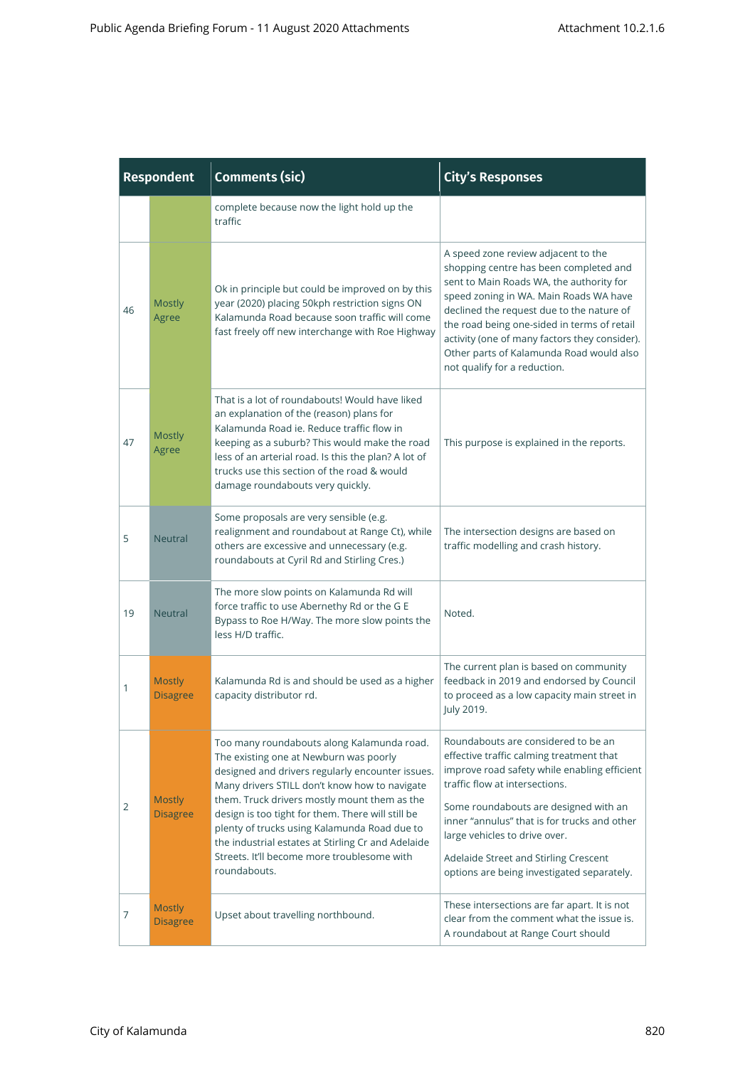| Respondent | | Comments (sic) | City's Responses |
|---|---|---|---|
| | | complete because now the light hold up the traffic | |
| 46 | Mostly Agree | Ok in principle but could be improved on by this year (2020) placing 50kph restriction signs ON Kalamunda Road because soon traffic will come fast freely off new interchange with Roe Highway | A speed zone review adjacent to the shopping centre has been completed and sent to Main Roads WA, the authority for speed zoning in WA. Main Roads WA have declined the request due to the nature of the road being one-sided in terms of retail activity (one of many factors they consider). Other parts of Kalamunda Road would also not qualify for a reduction. |
| 47 | Mostly Agree | That is a lot of roundabouts! Would have liked an explanation of the (reason) plans for Kalamunda Road ie. Reduce traffic flow in keeping as a suburb? This would make the road less of an arterial road. Is this the plan? A lot of trucks use this section of the road & would damage roundabouts very quickly. | This purpose is explained in the reports. |
| 5 | Neutral | Some proposals are very sensible (e.g. realignment and roundabout at Range Ct), while others are excessive and unnecessary (e.g. roundabouts at Cyril Rd and Stirling Cres.) | The intersection designs are based on traffic modelling and crash history. |
| 19 | Neutral | The more slow points on Kalamunda Rd will force traffic to use Abernethy Rd or the G E Bypass to Roe H/Way. The more slow points the less H/D traffic. | Noted. |
| 1 | Mostly Disagree | Kalamunda Rd is and should be used as a higher capacity distributor rd. | The current plan is based on community feedback in 2019 and endorsed by Council to proceed as a low capacity main street in July 2019. |
| 2 | Mostly Disagree | Too many roundabouts along Kalamunda road. The existing one at Newburn was poorly designed and drivers regularly encounter issues. Many drivers STILL don't know how to navigate them. Truck drivers mostly mount them as the design is too tight for them. There will still be plenty of trucks using Kalamunda Road due to the industrial estates at Stirling Cr and Adelaide Streets. It'll become more troublesome with roundabouts. | Roundabouts are considered to be an effective traffic calming treatment that improve road safety while enabling efficient traffic flow at intersections.<br><br>Some roundabouts are designed with an inner "annulus" that is for trucks and other large vehicles to drive over.<br><br>Adelaide Street and Stirling Crescent options are being investigated separately. |
| 7 | Mostly Disagree | Upset about travelling northbound. | These intersections are far apart. It is not clear from the comment what the issue is. A roundabout at Range Court should |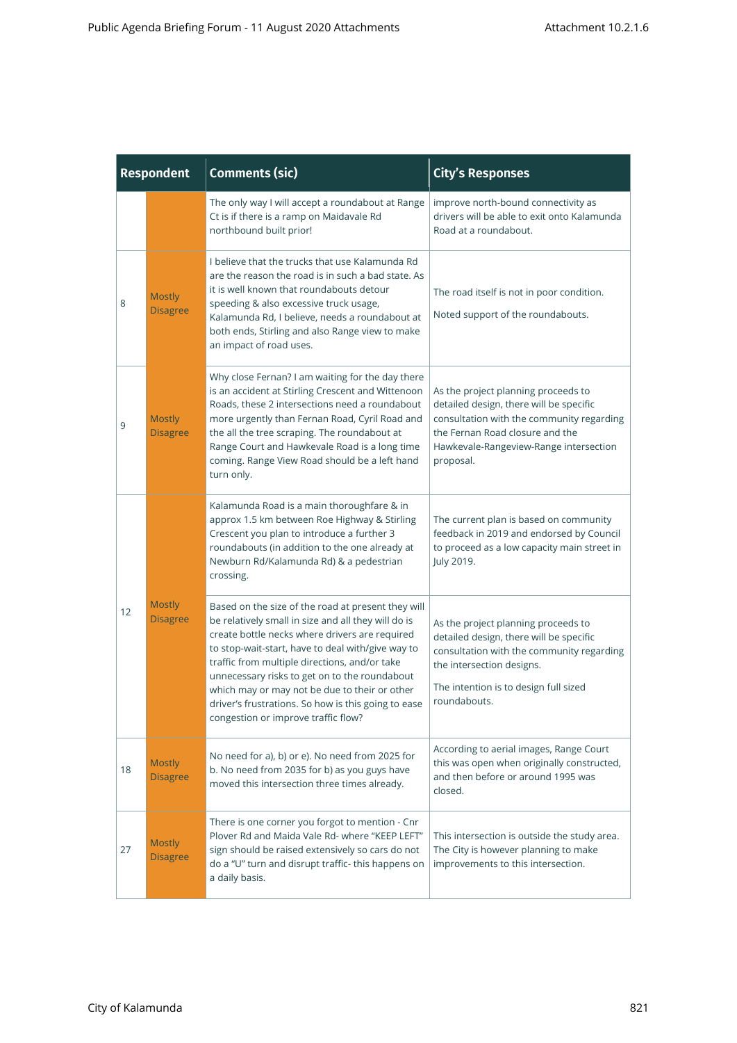| Respondent | | Comments (sic) | City's Responses |
|---|---|---|---|
| | | The only way I will accept a roundabout at Range Ct is if there is a ramp on Maidavale Rd northbound built prior! | improve north-bound connectivity as drivers will be able to exit onto Kalamunda Road at a roundabout. |
| 8 | Mostly Disagree | I believe that the trucks that use Kalamunda Rd are the reason the road is in such a bad state. As it is well known that roundabouts detour speeding & also excessive truck usage, Kalamunda Rd, I believe, needs a roundabout at both ends, Stirling and also Range view to make an impact of road uses. | The road itself is not in poor condition.<br><br>Noted support of the roundabouts. |
| 9 | Mostly Disagree | Why close Fernan? I am waiting for the day there is an accident at Stirling Crescent and Wittenoon Roads, these 2 intersections need a roundabout more urgently than Fernan Road, Cyril Road and the all the tree scraping. The roundabout at Range Court and Hawkevale Road is a long time coming. Range View Road should be a left hand turn only. | As the project planning proceeds to detailed design, there will be specific consultation with the community regarding the Fernan Road closure and the Hawkevale-Rangeview-Range intersection proposal. |
| 12 | Mostly Disagree | Kalamunda Road is a main thoroughfare & in approx 1.5 km between Roe Highway & Stirling Crescent you plan to introduce a further 3 roundabouts (in addition to the one already at Newburn Rd/Kalamunda Rd) & a pedestrian crossing. | The current plan is based on community feedback in 2019 and endorsed by Council to proceed as a low capacity main street in July 2019. |
| | | Based on the size of the road at present they will be relatively small in size and all they will do is create bottle necks where drivers are required to stop-wait-start, have to deal with/give way to traffic from multiple directions, and/or take unnecessary risks to get on to the roundabout which may or may not be due to their or other driver's frustrations. So how is this going to ease congestion or improve traffic flow? | As the project planning proceeds to detailed design, there will be specific consultation with the community regarding the intersection designs.<br><br>The intention is to design full sized roundabouts. |
| 18 | Mostly Disagree | No need for a), b) or e). No need from 2025 for b. No need from 2035 for b) as you guys have moved this intersection three times already. | According to aerial images, Range Court this was open when originally constructed, and then before or around 1995 was closed. |
| 27 | Mostly Disagree | There is one corner you forgot to mention - Cnr Plover Rd and Maida Vale Rd- where "KEEP LEFT" sign should be raised extensively so cars do not do a "U" turn and disrupt traffic- this happens on a daily basis. | This intersection is outside the study area. The City is however planning to make improvements to this intersection. |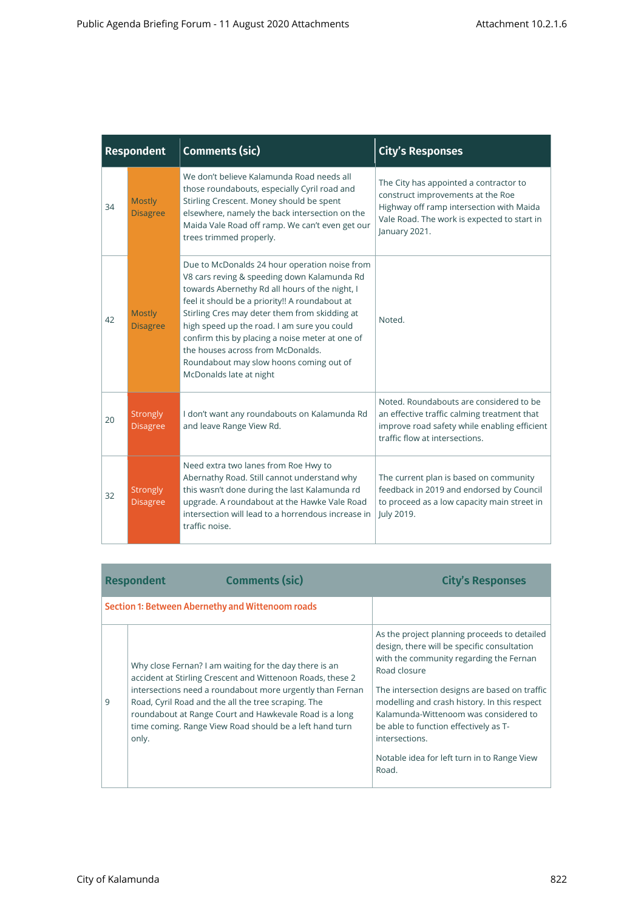| Respondent | | Comments (sic) | City's Responses |
|---|---|---|---|
| 34 | Mostly Disagree | We don't believe Kalamunda Road needs all those roundabouts, especially Cyril road and Stirling Crescent. Money should be spent elsewhere, namely the back intersection on the Maida Vale Road off ramp. We can't even get our trees trimmed properly. | The City has appointed a contractor to construct improvements at the Roe Highway off ramp intersection with Maida Vale Road. The work is expected to start in January 2021. |
| 42 | Mostly Disagree | Due to McDonalds 24 hour operation noise from V8 cars reving & speeding down Kalamunda Rd towards Abernethy Rd all hours of the night, I feel it should be a priority!! A roundabout at Stirling Cres may deter them from skidding at high speed up the road. I am sure you could confirm this by placing a noise meter at one of the houses across from McDonalds. Roundabout may slow hoons coming out of McDonalds late at night | Noted. |
| 20 | Strongly Disagree | I don't want any roundabouts on Kalamunda Rd and leave Range View Rd. | Noted. Roundabouts are considered to be an effective traffic calming treatment that improve road safety while enabling efficient traffic flow at intersections. |
| 32 | Strongly Disagree | Need extra two lanes from Roe Hwy to Abernathy Road. Still cannot understand why this wasn't done during the last Kalamunda rd upgrade. A roundabout at the Hawke Vale Road intersection will lead to a horrendous increase in traffic noise. | The current plan is based on community feedback in 2019 and endorsed by Council to proceed as a low capacity main street in July 2019. |

| Respondent | Comments (sic) | City's Responses |
|---|---|---|
| **Section 1: Between Abernethy and Wittenoom roads** | | |
| 9 | Why close Fernan? I am waiting for the day there is an accident at Stirling Crescent and Wittenoon Roads, these 2 intersections need a roundabout more urgently than Fernan Road, Cyril Road and the all the tree scraping. The roundabout at Range Court and Hawkevale Road is a long time coming. Range View Road should be a left hand turn only. | As the project planning proceeds to detailed design, there will be specific consultation with the community regarding the Fernan Road closure<br><br>The intersection designs are based on traffic modelling and crash history. In this respect Kalamunda-Wittenoom was considered to be able to function effectively as T-intersections.<br><br>Notable idea for left turn in to Range View Road. |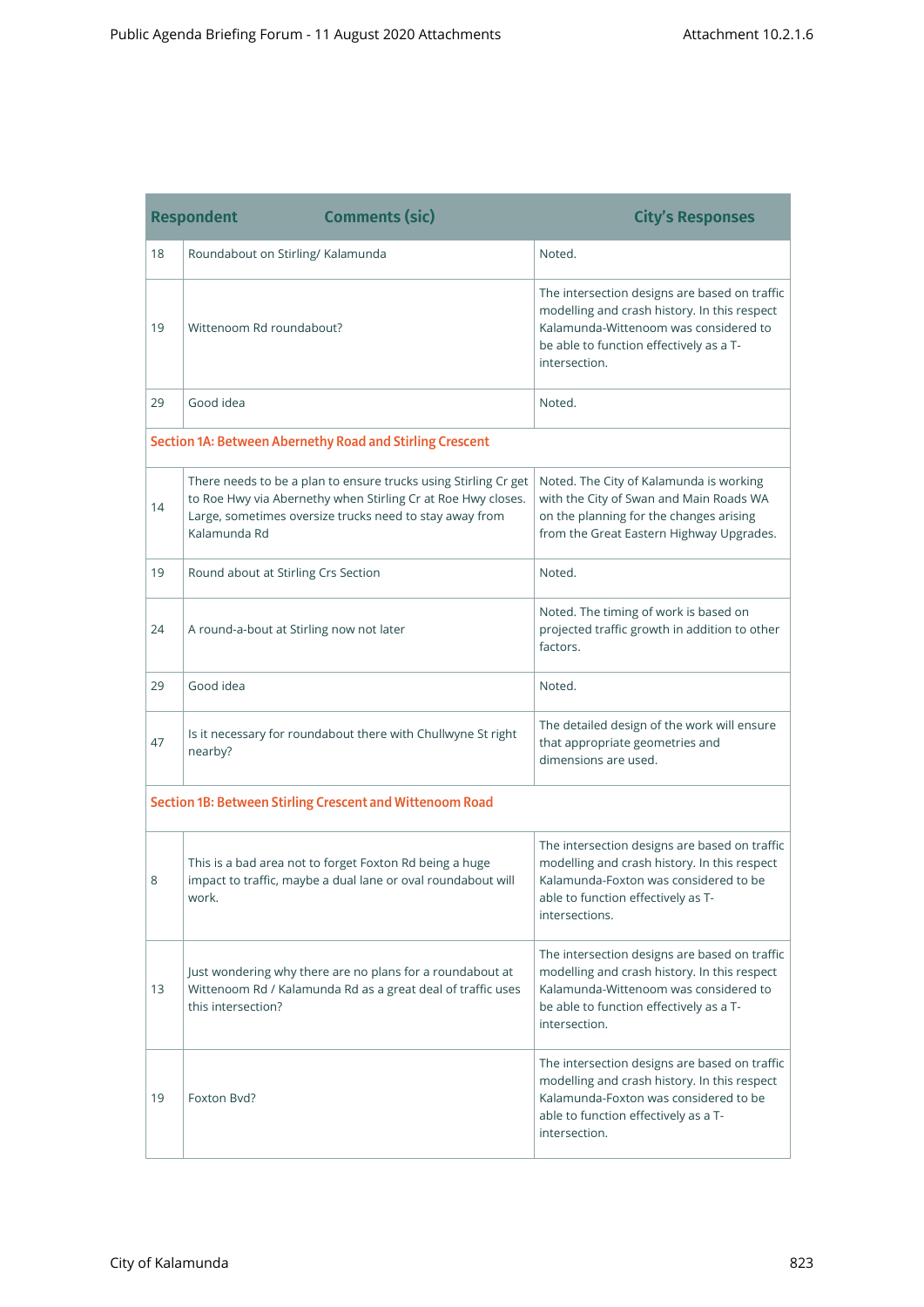| Respondent | Comments (sic) | City's Responses |
|---|---|---|
| 18 | Roundabout on Stirling/ Kalamunda | Noted. |
| 19 | Wittenoom Rd roundabout? | The intersection designs are based on traffic modelling and crash history. In this respect Kalamunda-Wittenoom was considered to be able to function effectively as a T-intersection. |
| 29 | Good idea | Noted. |
| **Section 1A: Between Abernethy Road and Stirling Crescent** | | |
| 14 | There needs to be a plan to ensure trucks using Stirling Cr get to Roe Hwy via Abernethy when Stirling Cr at Roe Hwy closes. Large, sometimes oversize trucks need to stay away from Kalamunda Rd | Noted. The City of Kalamunda is working with the City of Swan and Main Roads WA on the planning for the changes arising from the Great Eastern Highway Upgrades. |
| 19 | Round about at Stirling Crs Section | Noted. |
| 24 | A round-a-bout at Stirling now not later | Noted. The timing of work is based on projected traffic growth in addition to other factors. |
| 29 | Good idea | Noted. |
| 47 | Is it necessary for roundabout there with Chullwyne St right nearby? | The detailed design of the work will ensure that appropriate geometries and dimensions are used. |
| **Section 1B: Between Stirling Crescent and Wittenoom Road** | | |
| 8 | This is a bad area not to forget Foxton Rd being a huge impact to traffic, maybe a dual lane or oval roundabout will work. | The intersection designs are based on traffic modelling and crash history. In this respect Kalamunda-Foxton was considered to be able to function effectively as T-intersections. |
| 13 | Just wondering why there are no plans for a roundabout at Wittenoom Rd / Kalamunda Rd as a great deal of traffic uses this intersection? | The intersection designs are based on traffic modelling and crash history. In this respect Kalamunda-Wittenoom was considered to be able to function effectively as a T-intersection. |
| 19 | Foxton Bvd? | The intersection designs are based on traffic modelling and crash history. In this respect Kalamunda-Foxton was considered to be able to function effectively as a T-intersection. |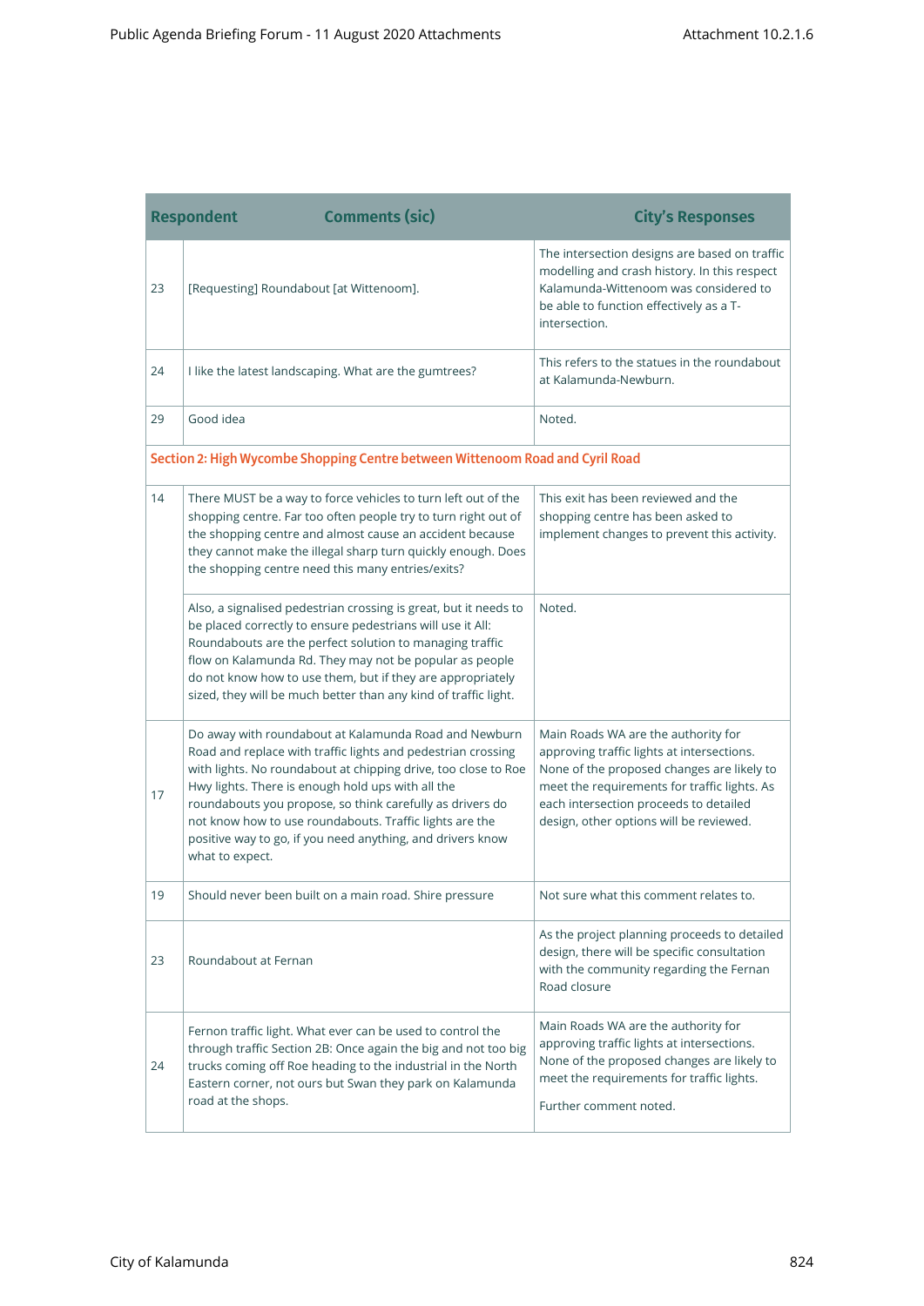| Respondent | Comments (sic) | City's Responses |
|---|---|---|
| 23 | [Requesting] Roundabout [at Wittenoom]. | The intersection designs are based on traffic modelling and crash history. In this respect Kalamunda-Wittenoom was considered to be able to function effectively as a T-intersection. |
| 24 | I like the latest landscaping. What are the gumtrees? | This refers to the statues in the roundabout at Kalamunda-Newburn. |
| 29 | Good idea | Noted. |
| **Section 2: High Wycombe Shopping Centre between Wittenoom Road and Cyril Road** | | |
| 14 | There MUST be a way to force vehicles to turn left out of the shopping centre. Far too often people try to turn right out of the shopping centre and almost cause an accident because they cannot make the illegal sharp turn quickly enough. Does the shopping centre need this many entries/exits? | This exit has been reviewed and the shopping centre has been asked to implement changes to prevent this activity. |
| | Also, a signalised pedestrian crossing is great, but it needs to be placed correctly to ensure pedestrians will use it All: Roundabouts are the perfect solution to managing traffic flow on Kalamunda Rd. They may not be popular as people do not know how to use them, but if they are appropriately sized, they will be much better than any kind of traffic light. | Noted. |
| 17 | Do away with roundabout at Kalamunda Road and Newburn Road and replace with traffic lights and pedestrian crossing with lights. No roundabout at chipping drive, too close to Roe Hwy lights. There is enough hold ups with all the roundabouts you propose, so think carefully as drivers do not know how to use roundabouts. Traffic lights are the positive way to go, if you need anything, and drivers know what to expect. | Main Roads WA are the authority for approving traffic lights at intersections. None of the proposed changes are likely to meet the requirements for traffic lights. As each intersection proceeds to detailed design, other options will be reviewed. |
| 19 | Should never been built on a main road. Shire pressure | Not sure what this comment relates to. |
| 23 | Roundabout at Fernan | As the project planning proceeds to detailed design, there will be specific consultation with the community regarding the Fernan Road closure |
| 24 | Fernon traffic light. What ever can be used to control the through traffic Section 2B: Once again the big and not too big trucks coming off Roe heading to the industrial in the North Eastern corner, not ours but Swan they park on Kalamunda road at the shops. | Main Roads WA are the authority for approving traffic lights at intersections. None of the proposed changes are likely to meet the requirements for traffic lights.<br><br>Further comment noted. |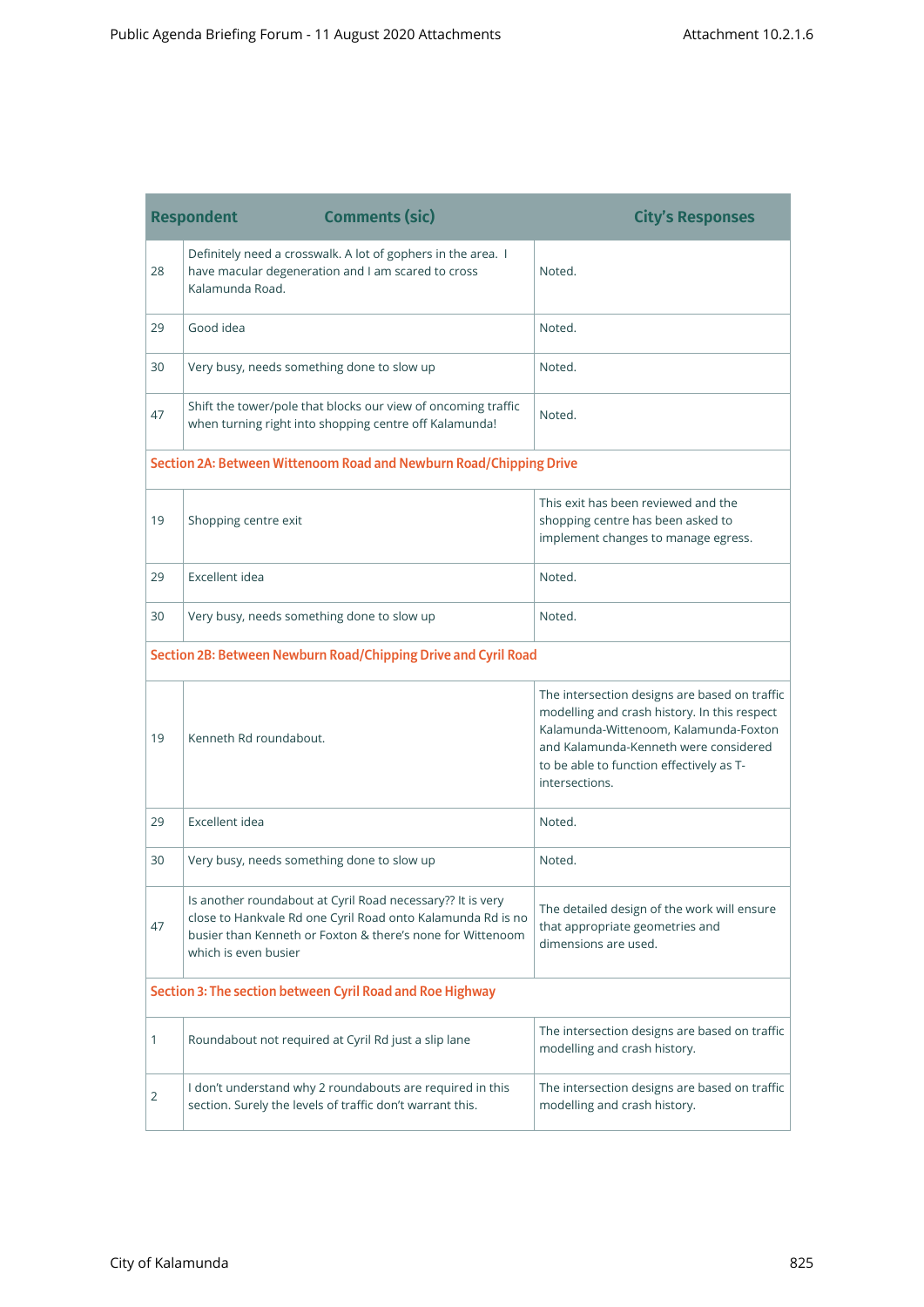| Respondent | Comments (sic) | City's Responses |
|---|---|---|
| 28 | Definitely need a crosswalk. A lot of gophers in the area. I have macular degeneration and I am scared to cross Kalamunda Road. | Noted. |
| 29 | Good idea | Noted. |
| 30 | Very busy, needs something done to slow up | Noted. |
| 47 | Shift the tower/pole that blocks our view of oncoming traffic when turning right into shopping centre off Kalamunda! | Noted. |
| **Section 2A: Between Wittenoom Road and Newburn Road/Chipping Drive** | | |
| 19 | Shopping centre exit | This exit has been reviewed and the shopping centre has been asked to implement changes to manage egress. |
| 29 | Excellent idea | Noted. |
| 30 | Very busy, needs something done to slow up | Noted. |
| **Section 2B: Between Newburn Road/Chipping Drive and Cyril Road** | | |
| 19 | Kenneth Rd roundabout. | The intersection designs are based on traffic modelling and crash history. In this respect Kalamunda-Wittenoom, Kalamunda-Foxton and Kalamunda-Kenneth were considered to be able to function effectively as T-intersections. |
| 29 | Excellent idea | Noted. |
| 30 | Very busy, needs something done to slow up | Noted. |
| 47 | Is another roundabout at Cyril Road necessary?? It is very close to Hankvale Rd one Cyril Road onto Kalamunda Rd is no busier than Kenneth or Foxton & there's none for Wittenoom which is even busier | The detailed design of the work will ensure that appropriate geometries and dimensions are used. |
| **Section 3: The section between Cyril Road and Roe Highway** | | |
| 1 | Roundabout not required at Cyril Rd just a slip lane | The intersection designs are based on traffic modelling and crash history. |
| 2 | I don't understand why 2 roundabouts are required in this section. Surely the levels of traffic don't warrant this. | The intersection designs are based on traffic modelling and crash history. |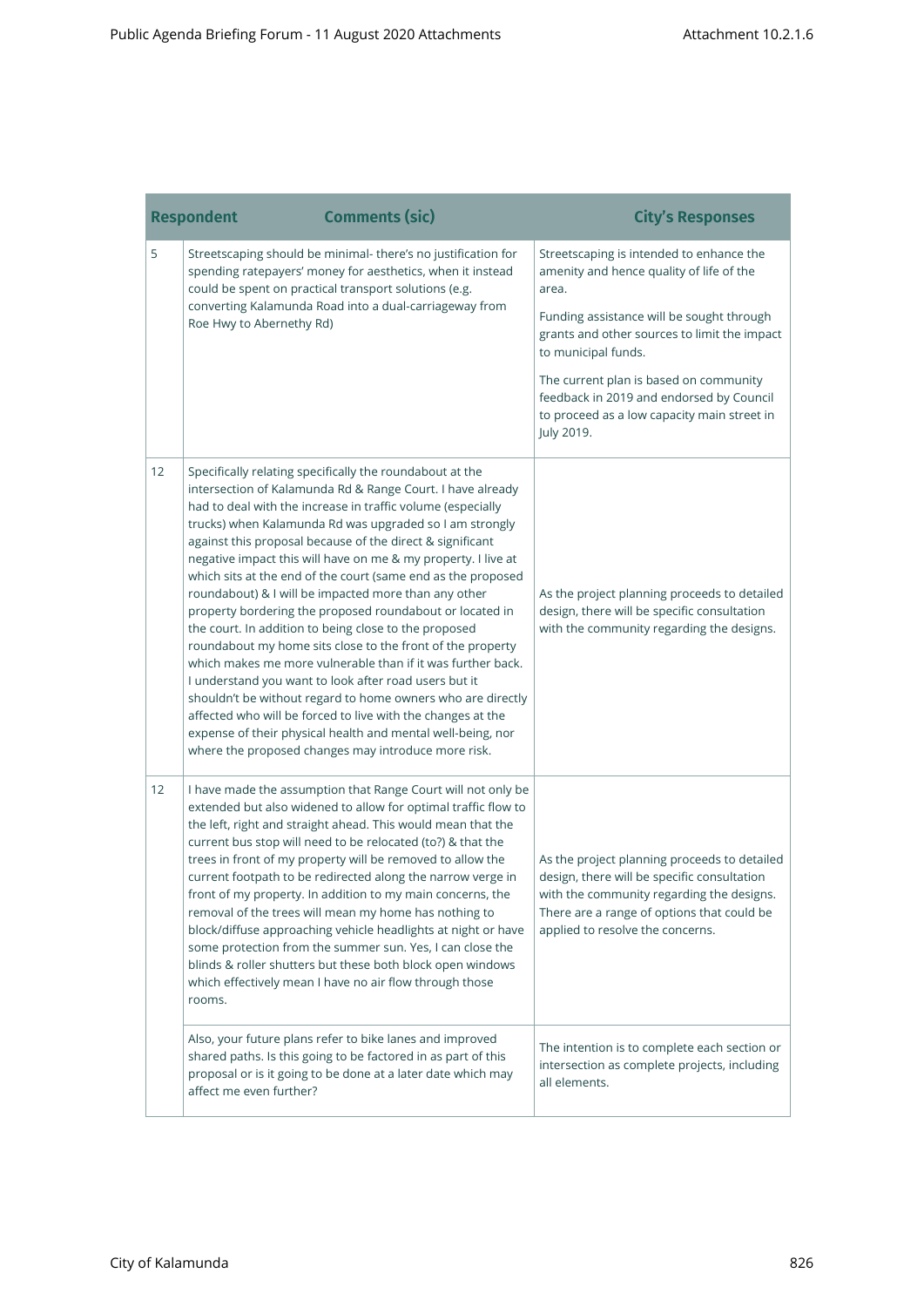| Respondent | Comments (sic) | City's Responses |
|---|---|---|
| 5 | Streetscaping should be minimal- there's no justification for spending ratepayers' money for aesthetics, when it instead could be spent on practical transport solutions (e.g. converting Kalamunda Road into a dual-carriageway from Roe Hwy to Abernethy Rd) | Streetscaping is intended to enhance the amenity and hence quality of life of the area.<br><br>Funding assistance will be sought through grants and other sources to limit the impact to municipal funds.<br><br>The current plan is based on community feedback in 2019 and endorsed by Council to proceed as a low capacity main street in July 2019. |
| 12 | Specifically relating specifically the roundabout at the intersection of Kalamunda Rd & Range Court. I have already had to deal with the increase in traffic volume (especially trucks) when Kalamunda Rd was upgraded so I am strongly against this proposal because of the direct & significant negative impact this will have on me & my property. I live at which sits at the end of the court (same end as the proposed roundabout) & I will be impacted more than any other property bordering the proposed roundabout or located in the court. In addition to being close to the proposed roundabout my home sits close to the front of the property which makes me more vulnerable than if it was further back. I understand you want to look after road users but it shouldn't be without regard to home owners who are directly affected who will be forced to live with the changes at the expense of their physical health and mental well-being, nor where the proposed changes may introduce more risk. | As the project planning proceeds to detailed design, there will be specific consultation with the community regarding the designs. |
| 12 | I have made the assumption that Range Court will not only be extended but also widened to allow for optimal traffic flow to the left, right and straight ahead. This would mean that the current bus stop will need to be relocated (to?) & that the trees in front of my property will be removed to allow the current footpath to be redirected along the narrow verge in front of my property. In addition to my main concerns, the removal of the trees will mean my home has nothing to block/diffuse approaching vehicle headlights at night or have some protection from the summer sun. Yes, I can close the blinds & roller shutters but these both block open windows which effectively mean I have no air flow through those rooms. | As the project planning proceeds to detailed design, there will be specific consultation with the community regarding the designs. There are a range of options that could be applied to resolve the concerns. |
| | Also, your future plans refer to bike lanes and improved shared paths. Is this going to be factored in as part of this proposal or is it going to be done at a later date which may affect me even further? | The intention is to complete each section or intersection as complete projects, including all elements. |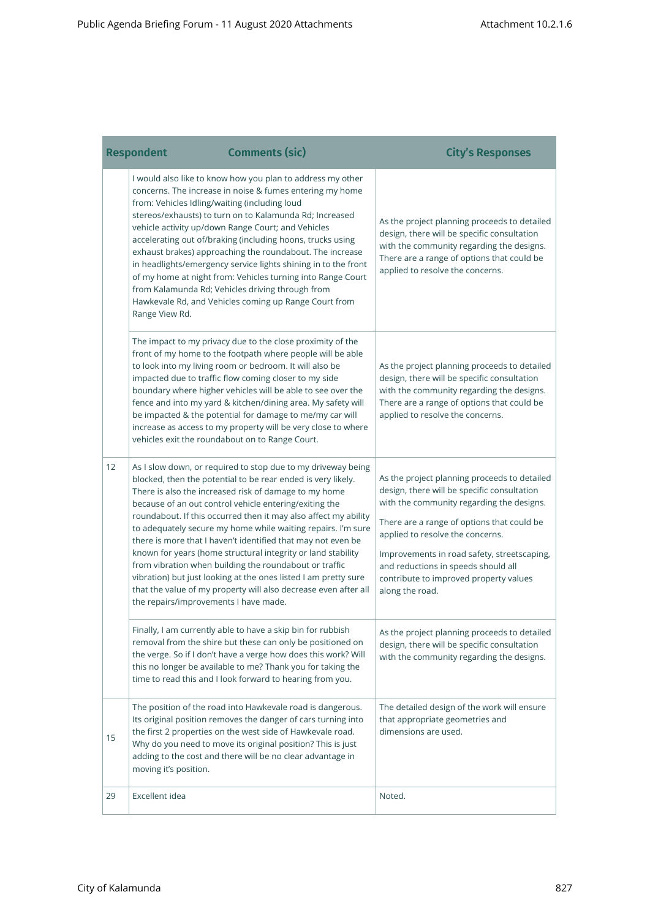| Respondent | Comments (sic) | City's Responses |
|---|---|---|
| | I would also like to know how you plan to address my other concerns. The increase in noise & fumes entering my home from: Vehicles Idling/waiting (including loud stereos/exhausts) to turn on to Kalamunda Rd; Increased vehicle activity up/down Range Court; and Vehicles accelerating out of/braking (including hoons, trucks using exhaust brakes) approaching the roundabout. The increase in headlights/emergency service lights shining in to the front of my home at night from: Vehicles turning into Range Court from Kalamunda Rd; Vehicles driving through from Hawkevale Rd, and Vehicles coming up Range Court from Range View Rd. | As the project planning proceeds to detailed design, there will be specific consultation with the community regarding the designs. There are a range of options that could be applied to resolve the concerns. |
| | The impact to my privacy due to the close proximity of the front of my home to the footpath where people will be able to look into my living room or bedroom. It will also be impacted due to traffic flow coming closer to my side boundary where higher vehicles will be able to see over the fence and into my yard & kitchen/dining area. My safety will be impacted & the potential for damage to me/my car will increase as access to my property will be very close to where vehicles exit the roundabout on to Range Court. | As the project planning proceeds to detailed design, there will be specific consultation with the community regarding the designs. There are a range of options that could be applied to resolve the concerns. |
| 12 | As I slow down, or required to stop due to my driveway being blocked, then the potential to be rear ended is very likely. There is also the increased risk of damage to my home because of an out control vehicle entering/exiting the roundabout. If this occurred then it may also affect my ability to adequately secure my home while waiting repairs. I'm sure there is more that I haven't identified that may not even be known for years (home structural integrity or land stability from vibration when building the roundabout or traffic vibration) but just looking at the ones listed I am pretty sure that the value of my property will also decrease even after all the repairs/improvements I have made. | As the project planning proceeds to detailed design, there will be specific consultation with the community regarding the designs.<br><br>There are a range of options that could be applied to resolve the concerns.<br><br>Improvements in road safety, streetscaping, and reductions in speeds should all contribute to improved property values along the road. |
| | Finally, I am currently able to have a skip bin for rubbish removal from the shire but these can only be positioned on the verge. So if I don't have a verge how does this work? Will this no longer be available to me? Thank you for taking the time to read this and I look forward to hearing from you. | As the project planning proceeds to detailed design, there will be specific consultation with the community regarding the designs. |
| 15 | The position of the road into Hawkevale road is dangerous. Its original position removes the danger of cars turning into the first 2 properties on the west side of Hawkevale road. Why do you need to move its original position? This is just adding to the cost and there will be no clear advantage in moving it's position. | The detailed design of the work will ensure that appropriate geometries and dimensions are used. |
| 29 | Excellent idea | Noted. |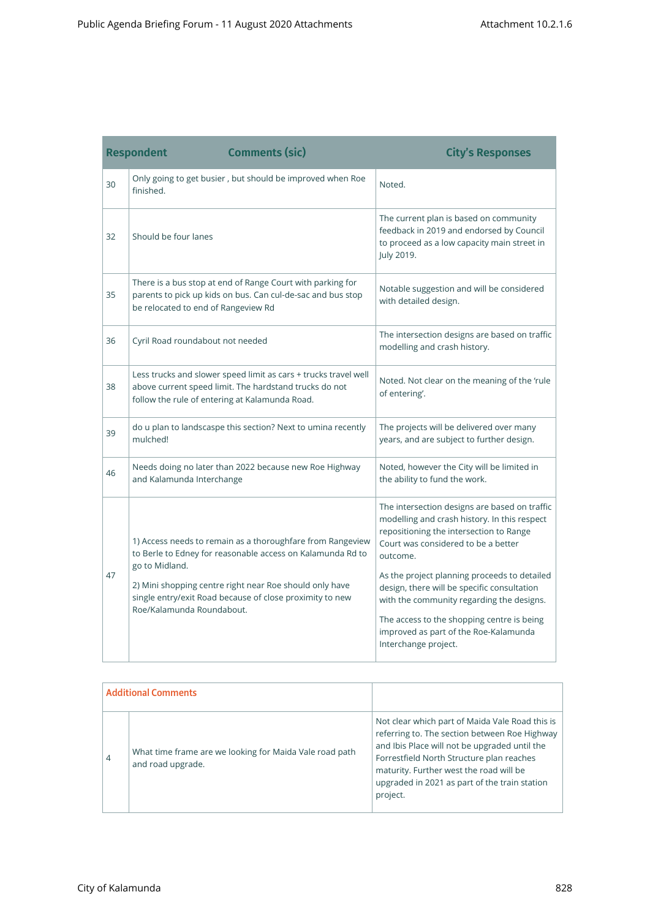| Respondent | Comments (sic) | City's Responses |
|---|---|---|
| 30 | Only going to get busier , but should be improved when Roe finished. | Noted. |
| 32 | Should be four lanes | The current plan is based on community feedback in 2019 and endorsed by Council to proceed as a low capacity main street in July 2019. |
| 35 | There is a bus stop at end of Range Court with parking for parents to pick up kids on bus. Can cul-de-sac and bus stop be relocated to end of Rangeview Rd | Notable suggestion and will be considered with detailed design. |
| 36 | Cyril Road roundabout not needed | The intersection designs are based on traffic modelling and crash history. |
| 38 | Less trucks and slower speed limit as cars + trucks travel well above current speed limit. The hardstand trucks do not follow the rule of entering at Kalamunda Road. | Noted. Not clear on the meaning of the 'rule of entering'. |
| 39 | do u plan to landscaspe this section? Next to umina recently mulched! | The projects will be delivered over many years, and are subject to further design. |
| 46 | Needs doing no later than 2022 because new Roe Highway and Kalamunda Interchange | Noted, however the City will be limited in the ability to fund the work. |
| 47 | 1) Access needs to remain as a thoroughfare from Rangeview to Berle to Edney for reasonable access on Kalamunda Rd to go to Midland.<br><br>2) Mini shopping centre right near Roe should only have single entry/exit Road because of close proximity to new Roe/Kalamunda Roundabout. | The intersection designs are based on traffic modelling and crash history. In this respect repositioning the intersection to Range Court was considered to be a better outcome.<br><br>As the project planning proceeds to detailed design, there will be specific consultation with the community regarding the designs.<br><br>The access to the shopping centre is being improved as part of the Roe-Kalamunda Interchange project. |

| Additional Comments | | |
|---|---|---|
| 4 | What time frame are we looking for Maida Vale road path and road upgrade. | Not clear which part of Maida Vale Road this is referring to. The section between Roe Highway and Ibis Place will not be upgraded until the Forrestfield North Structure plan reaches maturity. Further west the road will be upgraded in 2021 as part of the train station project. |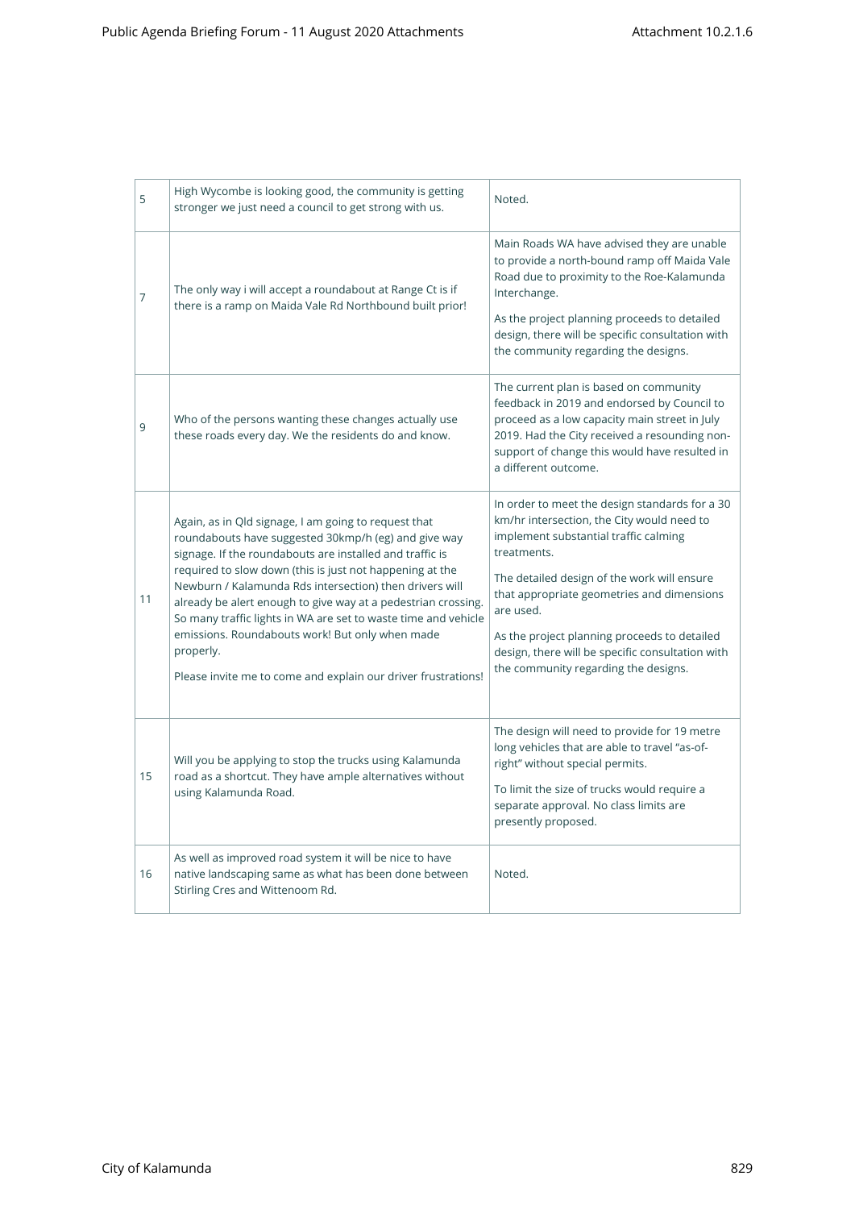| | | |
|---|---|---|
| 5 | High Wycombe is looking good, the community is getting stronger we just need a council to get strong with us. | Noted. |
| 7 | The only way i will accept a roundabout at Range Ct is if there is a ramp on Maida Vale Rd Northbound built prior! | Main Roads WA have advised they are unable to provide a north-bound ramp off Maida Vale Road due to proximity to the Roe-Kalamunda Interchange.<br><br>As the project planning proceeds to detailed design, there will be specific consultation with the community regarding the designs. |
| 9 | Who of the persons wanting these changes actually use these roads every day. We the residents do and know. | The current plan is based on community feedback in 2019 and endorsed by Council to proceed as a low capacity main street in July 2019. Had the City received a resounding non-support of change this would have resulted in a different outcome. |
| 11 | Again, as in Qld signage, I am going to request that roundabouts have suggested 30kmp/h (eg) and give way signage. If the roundabouts are installed and traffic is required to slow down (this is just not happening at the Newburn / Kalamunda Rds intersection) then drivers will already be alert enough to give way at a pedestrian crossing. So many traffic lights in WA are set to waste time and vehicle emissions. Roundabouts work! But only when made properly.<br><br>Please invite me to come and explain our driver frustrations! | In order to meet the design standards for a 30 km/hr intersection, the City would need to implement substantial traffic calming treatments.<br><br>The detailed design of the work will ensure that appropriate geometries and dimensions are used.<br><br>As the project planning proceeds to detailed design, there will be specific consultation with the community regarding the designs. |
| 15 | Will you be applying to stop the trucks using Kalamunda road as a shortcut. They have ample alternatives without using Kalamunda Road. | The design will need to provide for 19 metre long vehicles that are able to travel "as-of-right" without special permits.<br><br>To limit the size of trucks would require a separate approval. No class limits are presently proposed. |
| 16 | As well as improved road system it will be nice to have native landscaping same as what has been done between Stirling Cres and Wittenoom Rd. | Noted. |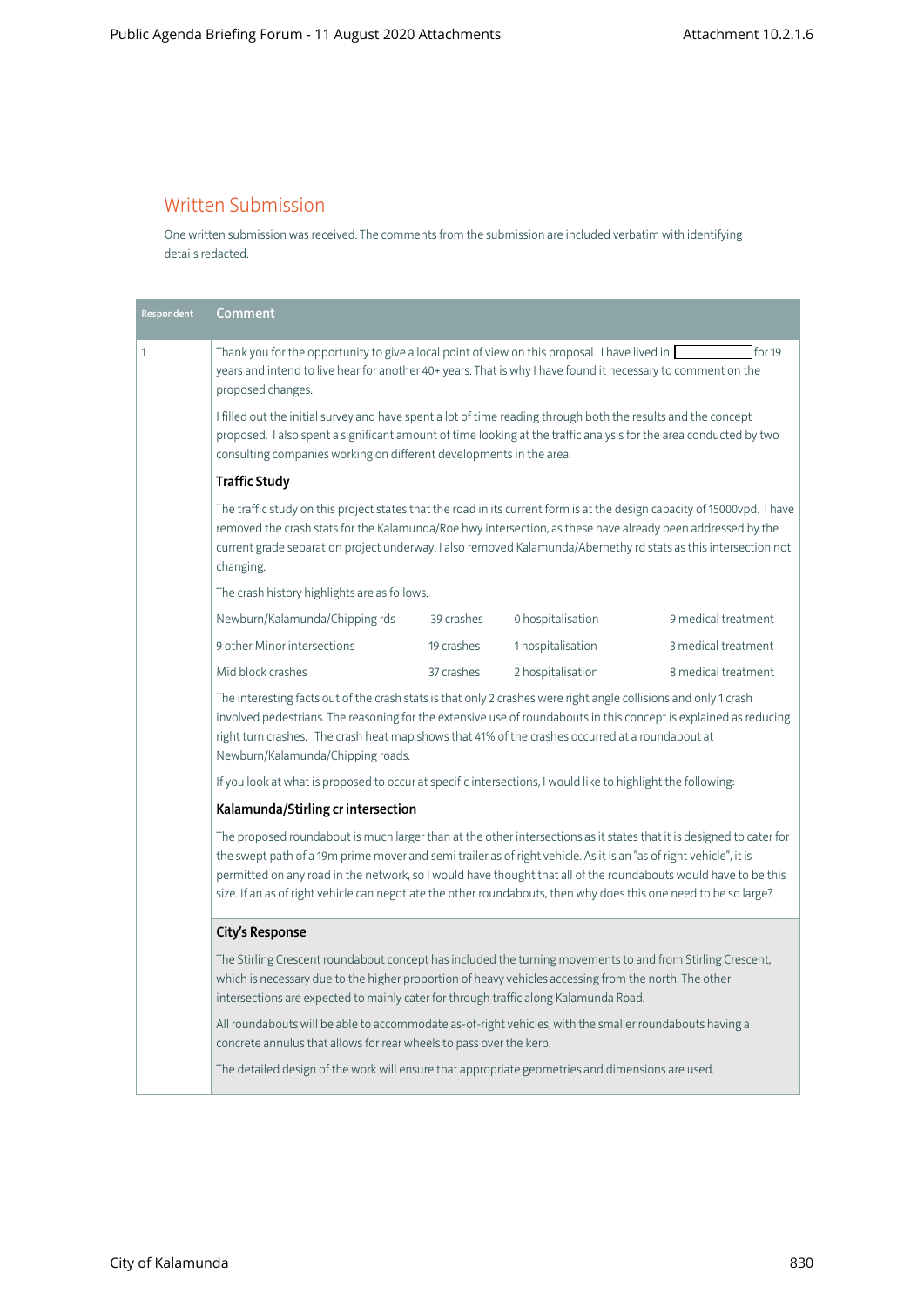## Written Submission

One written submission was received. The comments from the submission are included verbatim with identifying details redacted.

| Respondent | Comment |
|---|---|
| 1 | Thank you for the opportunity to give a local point of view on this proposal. I have lived in [redacted] for 19 years and intend to live hear for another 40+ years. That is why I have found it necessary to comment on the proposed changes.<br><br>I filled out the initial survey and have spent a lot of time reading through both the results and the concept proposed. I also spent a significant amount of time looking at the traffic analysis for the area conducted by two consulting companies working on different developments in the area.<br><br>**Traffic Study**<br><br>The traffic study on this project states that the road in its current form is at the design capacity of 15000vpd. I have removed the crash stats for the Kalamunda/Roe hwy intersection, as these have already been addressed by the current grade separation project underway. I also removed Kalamunda/Abernethy rd stats as this intersection not changing.<br><br>The crash history highlights are as follows.<br><br>Newburn/Kalamunda/Chipping rds — 39 crashes — 0 hospitalisation — 9 medical treatment<br>9 other Minor intersections — 19 crashes — 1 hospitalisation — 3 medical treatment<br>Mid block crashes — 37 crashes — 2 hospitalisation — 8 medical treatment<br><br>The interesting facts out of the crash stats is that only 2 crashes were right angle collisions and only 1 crash involved pedestrians. The reasoning for the extensive use of roundabouts in this concept is explained as reducing right turn crashes. The crash heat map shows that 41% of the crashes occurred at a roundabout at Newburn/Kalamunda/Chipping roads.<br><br>If you look at what is proposed to occur at specific intersections, I would like to highlight the following:<br><br>**Kalamunda/Stirling cr intersection**<br><br>The proposed roundabout is much larger than at the other intersections as it states that it is designed to cater for the swept path of a 19m prime mover and semi trailer as of right vehicle. As it is an "as of right vehicle", it is permitted on any road in the network, so I would have thought that all of the roundabouts would have to be this size. If an as of right vehicle can negotiate the other roundabouts, then why does this one need to be so large? |
| | **City's Response**<br><br>The Stirling Crescent roundabout concept has included the turning movements to and from Stirling Crescent, which is necessary due to the higher proportion of heavy vehicles accessing from the north. The other intersections are expected to mainly cater for through traffic along Kalamunda Road.<br><br>All roundabouts will be able to accommodate as-of-right vehicles, with the smaller roundabouts having a concrete annulus that allows for rear wheels to pass over the kerb.<br><br>The detailed design of the work will ensure that appropriate geometries and dimensions are used. |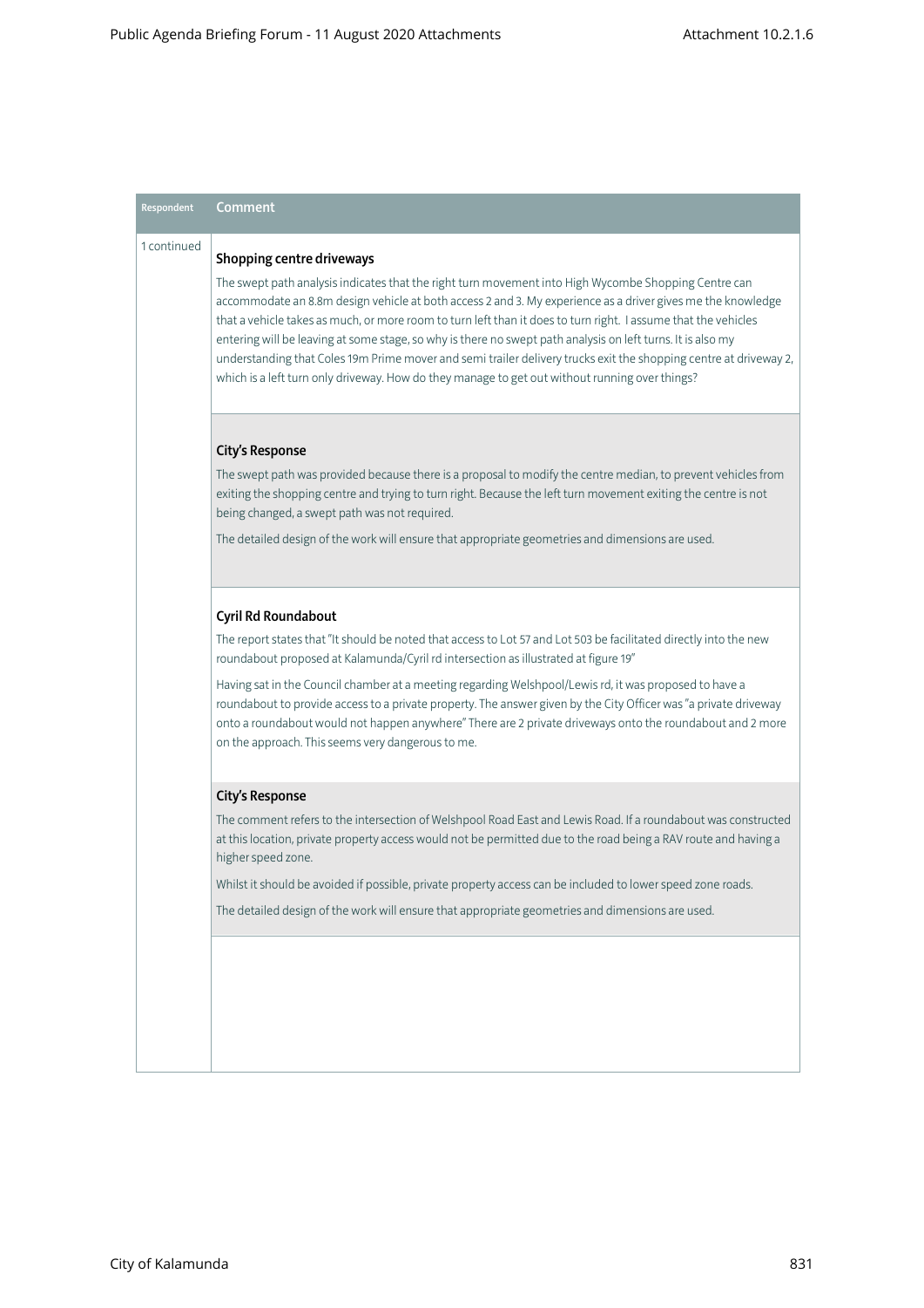| Respondent | Comment |
| --- | --- |
| 1 continued | **Shopping centre driveways**<br><br>The swept path analysis indicates that the right turn movement into High Wycombe Shopping Centre can accommodate an 8.8m design vehicle at both access 2 and 3. My experience as a driver gives me the knowledge that a vehicle takes as much, or more room to turn left than it does to turn right. I assume that the vehicles entering will be leaving at some stage, so why is there no swept path analysis on left turns. It is also my understanding that Coles 19m Prime mover and semi trailer delivery trucks exit the shopping centre at driveway 2, which is a left turn only driveway. How do they manage to get out without running over things? |
| | **City's Response**<br><br>The swept path was provided because there is a proposal to modify the centre median, to prevent vehicles from exiting the shopping centre and trying to turn right. Because the left turn movement exiting the centre is not being changed, a swept path was not required.<br><br>The detailed design of the work will ensure that appropriate geometries and dimensions are used. |
| | **Cyril Rd Roundabout**<br><br>The report states that "It should be noted that access to Lot 57 and Lot 503 be facilitated directly into the new roundabout proposed at Kalamunda/Cyril rd intersection as illustrated at figure 19"<br><br>Having sat in the Council chamber at a meeting regarding Welshpool/Lewis rd, it was proposed to have a roundabout to provide access to a private property. The answer given by the City Officer was "a private driveway onto a roundabout would not happen anywhere" There are 2 private driveways onto the roundabout and 2 more on the approach. This seems very dangerous to me. |
| | **City's Response**<br><br>The comment refers to the intersection of Welshpool Road East and Lewis Road. If a roundabout was constructed at this location, private property access would not be permitted due to the road being a RAV route and having a higher speed zone.<br><br>Whilst it should be avoided if possible, private property access can be included to lower speed zone roads.<br><br>The detailed design of the work will ensure that appropriate geometries and dimensions are used. |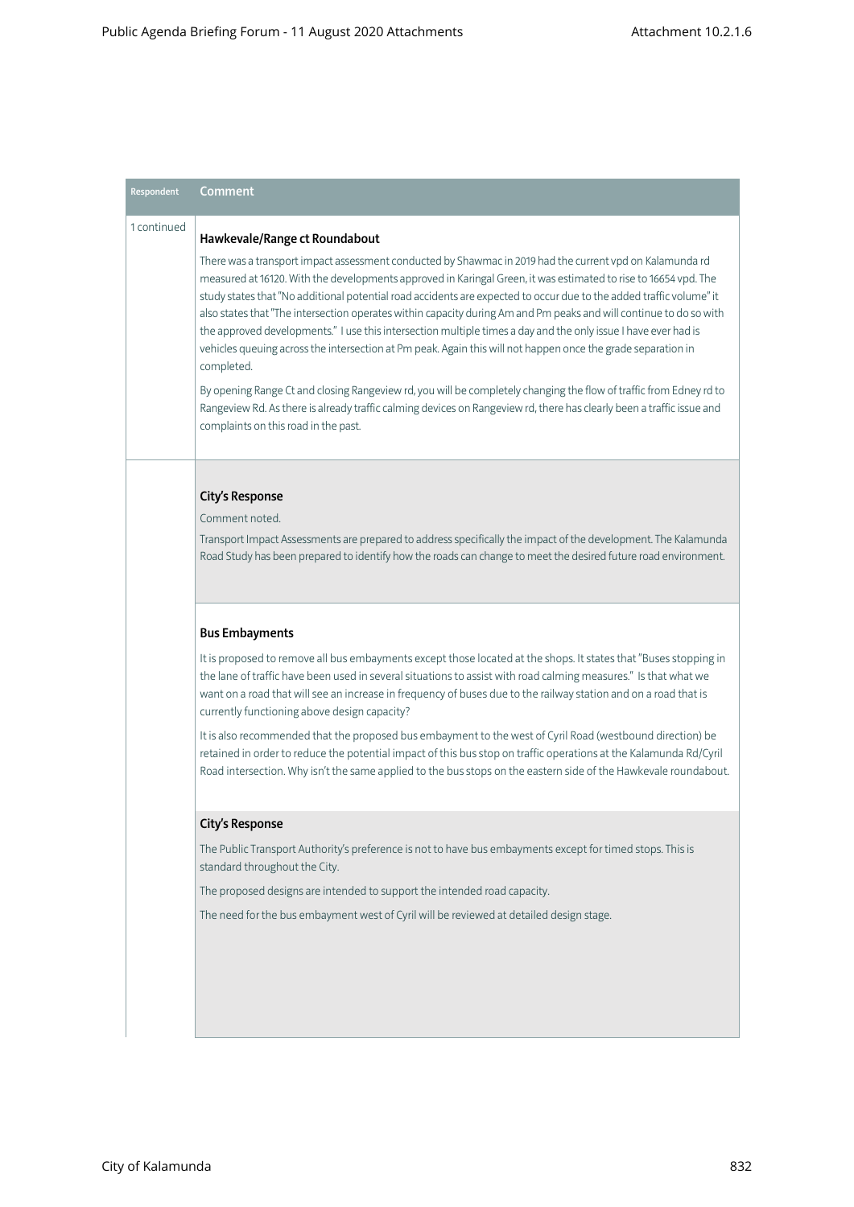| Respondent | Comment |
| --- | --- |
| 1 continued | **Hawkevale/Range ct Roundabout**<br><br>There was a transport impact assessment conducted by Shawmac in 2019 had the current vpd on Kalamunda rd measured at 16120. With the developments approved in Karingal Green, it was estimated to rise to 16654 vpd. The study states that "No additional potential road accidents are expected to occur due to the added traffic volume" it also states that "The intersection operates within capacity during Am and Pm peaks and will continue to do so with the approved developments." I use this intersection multiple times a day and the only issue I have ever had is vehicles queuing across the intersection at Pm peak. Again this will not happen once the grade separation in completed.<br><br>By opening Range Ct and closing Rangeview rd, you will be completely changing the flow of traffic from Edney rd to Rangeview Rd. As there is already traffic calming devices on Rangeview rd, there has clearly been a traffic issue and complaints on this road in the past. |
| | **City's Response**<br><br>Comment noted.<br><br>Transport Impact Assessments are prepared to address specifically the impact of the development. The Kalamunda Road Study has been prepared to identify how the roads can change to meet the desired future road environment. |
| | **Bus Embayments**<br><br>It is proposed to remove all bus embayments except those located at the shops. It states that "Buses stopping in the lane of traffic have been used in several situations to assist with road calming measures." Is that what we want on a road that will see an increase in frequency of buses due to the railway station and on a road that is currently functioning above design capacity?<br><br>It is also recommended that the proposed bus embayment to the west of Cyril Road (westbound direction) be retained in order to reduce the potential impact of this bus stop on traffic operations at the Kalamunda Rd/Cyril Road intersection. Why isn't the same applied to the bus stops on the eastern side of the Hawkevale roundabout. |
| | **City's Response**<br><br>The Public Transport Authority's preference is not to have bus embayments except for timed stops. This is standard throughout the City.<br><br>The proposed designs are intended to support the intended road capacity.<br><br>The need for the bus embayment west of Cyril will be reviewed at detailed design stage. |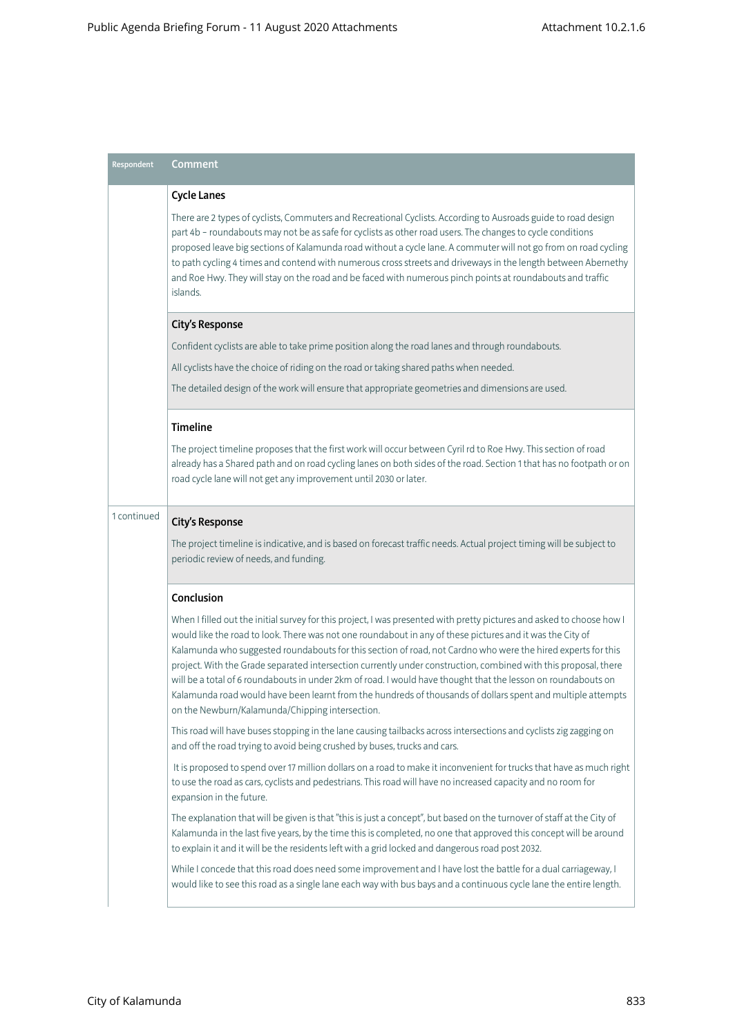| Respondent | Comment |
|---|---|
| | **Cycle Lanes**<br><br>There are 2 types of cyclists, Commuters and Recreational Cyclists. According to Ausroads guide to road design part 4b – roundabouts may not be as safe for cyclists as other road users. The changes to cycle conditions proposed leave big sections of Kalamunda road without a cycle lane. A commuter will not go from on road cycling to path cycling 4 times and contend with numerous cross streets and driveways in the length between Abernethy and Roe Hwy. They will stay on the road and be faced with numerous pinch points at roundabouts and traffic islands. |
| | **City's Response**<br><br>Confident cyclists are able to take prime position along the road lanes and through roundabouts.<br><br>All cyclists have the choice of riding on the road or taking shared paths when needed.<br><br>The detailed design of the work will ensure that appropriate geometries and dimensions are used. |
| | **Timeline**<br><br>The project timeline proposes that the first work will occur between Cyril rd to Roe Hwy. This section of road already has a Shared path and on road cycling lanes on both sides of the road. Section 1 that has no footpath or on road cycle lane will not get any improvement until 2030 or later. |
| 1 continued | **City's Response**<br><br>The project timeline is indicative, and is based on forecast traffic needs. Actual project timing will be subject to periodic review of needs, and funding. |
| | **Conclusion**<br><br>When I filled out the initial survey for this project, I was presented with pretty pictures and asked to choose how I would like the road to look. There was not one roundabout in any of these pictures and it was the City of Kalamunda who suggested roundabouts for this section of road, not Cardno who were the hired experts for this project. With the Grade separated intersection currently under construction, combined with this proposal, there will be a total of 6 roundabouts in under 2km of road. I would have thought that the lesson on roundabouts on Kalamunda road would have been learnt from the hundreds of thousands of dollars spent and multiple attempts on the Newburn/Kalamunda/Chipping intersection.<br><br>This road will have buses stopping in the lane causing tailbacks across intersections and cyclists zig zagging on and off the road trying to avoid being crushed by buses, trucks and cars.<br><br>It is proposed to spend over 17 million dollars on a road to make it inconvenient for trucks that have as much right to use the road as cars, cyclists and pedestrians. This road will have no increased capacity and no room for expansion in the future.<br><br>The explanation that will be given is that "this is just a concept", but based on the turnover of staff at the City of Kalamunda in the last five years, by the time this is completed, no one that approved this concept will be around to explain it and it will be the residents left with a grid locked and dangerous road post 2032.<br><br>While I concede that this road does need some improvement and I have lost the battle for a dual carriageway, I would like to see this road as a single lane each way with bus bays and a continuous cycle lane the entire length. |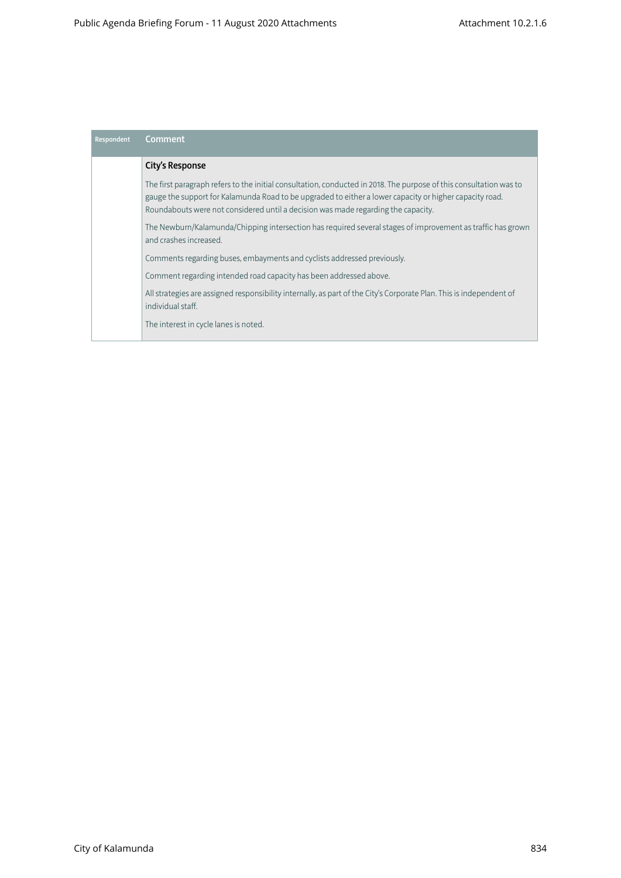| Respondent | Comment |
|---|---|
| | **City's Response**<br><br>The first paragraph refers to the initial consultation, conducted in 2018. The purpose of this consultation was to gauge the support for Kalamunda Road to be upgraded to either a lower capacity or higher capacity road. Roundabouts were not considered until a decision was made regarding the capacity.<br><br>The Newburn/Kalamunda/Chipping intersection has required several stages of improvement as traffic has grown and crashes increased.<br><br>Comments regarding buses, embayments and cyclists addressed previously.<br><br>Comment regarding intended road capacity has been addressed above.<br><br>All strategies are assigned responsibility internally, as part of the City's Corporate Plan. This is independent of individual staff.<br><br>The interest in cycle lanes is noted. |